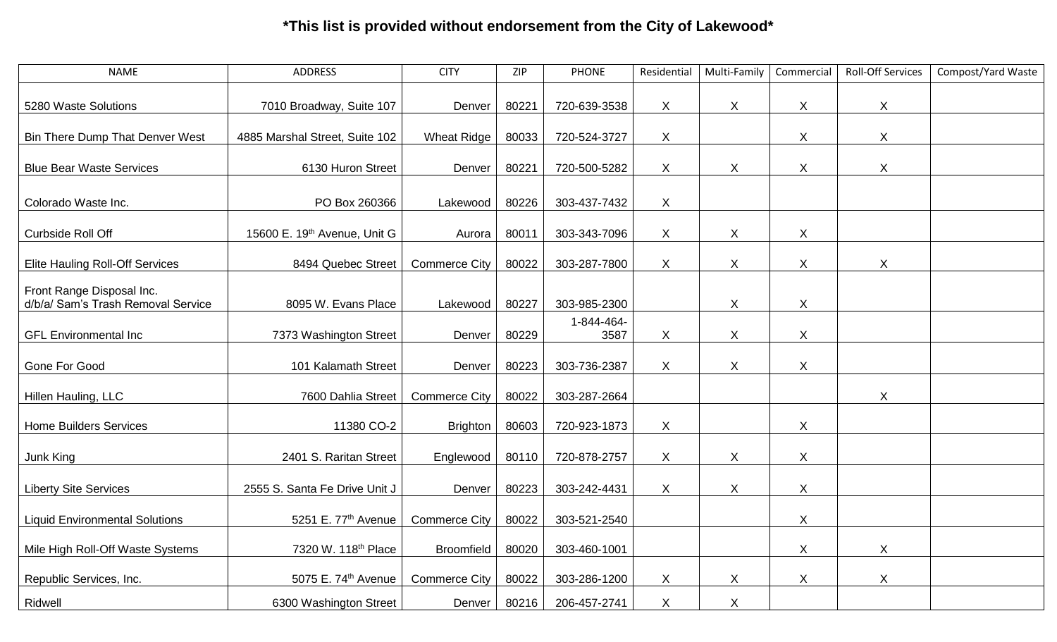**\*This list is provided without endorsement from the City of Lakewood\***

| NAME | ADDRESS | CITY | ZIP | PHONE | Residential | Multi-Family | Commercial | Roll-Off Services | Compost/Yard Waste |
|---|---|---|---|---|---|---|---|---|---|
| 5280 Waste Solutions | 7010 Broadway, Suite 107 | Denver | 80221 | 720-639-3538 | X | X | X | X | |
| Bin There Dump That Denver West | 4885 Marshal Street, Suite 102 | Wheat Ridge | 80033 | 720-524-3727 | X | | X | X | |
| Blue Bear Waste Services | 6130 Huron Street | Denver | 80221 | 720-500-5282 | X | X | X | X | |
| Colorado Waste Inc. | PO Box 260366 | Lakewood | 80226 | 303-437-7432 | X | | | | |
| Curbside Roll Off | 15600 E. 19th Avenue, Unit G | Aurora | 80011 | 303-343-7096 | X | X | X | | |
| Elite Hauling Roll-Off Services | 8494 Quebec Street | Commerce City | 80022 | 303-287-7800 | X | X | X | X | |
| Front Range Disposal Inc. d/b/a/ Sam's Trash Removal Service | 8095 W. Evans Place | Lakewood | 80227 | 303-985-2300 | | X | X | | |
| GFL Environmental Inc | 7373 Washington Street | Denver | 80229 | 1-844-464-3587 | X | X | X | | |
| Gone For Good | 101 Kalamath Street | Denver | 80223 | 303-736-2387 | X | X | X | | |
| Hillen Hauling, LLC | 7600 Dahlia Street | Commerce City | 80022 | 303-287-2664 | | | | X | |
| Home Builders Services | 11380 CO-2 | Brighton | 80603 | 720-923-1873 | X | | X | | |
| Junk King | 2401 S. Raritan Street | Englewood | 80110 | 720-878-2757 | X | X | X | | |
| Liberty Site Services | 2555 S. Santa Fe Drive Unit J | Denver | 80223 | 303-242-4431 | X | X | X | | |
| Liquid Environmental Solutions | 5251 E. 77th Avenue | Commerce City | 80022 | 303-521-2540 | | | X | | |
| Mile High Roll-Off Waste Systems | 7320 W. 118th Place | Broomfield | 80020 | 303-460-1001 | | | X | X | |
| Republic Services, Inc. | 5075 E. 74th Avenue | Commerce City | 80022 | 303-286-1200 | X | X | X | X | |
| Ridwell | 6300 Washington Street | Denver | 80216 | 206-457-2741 | X | X | | | |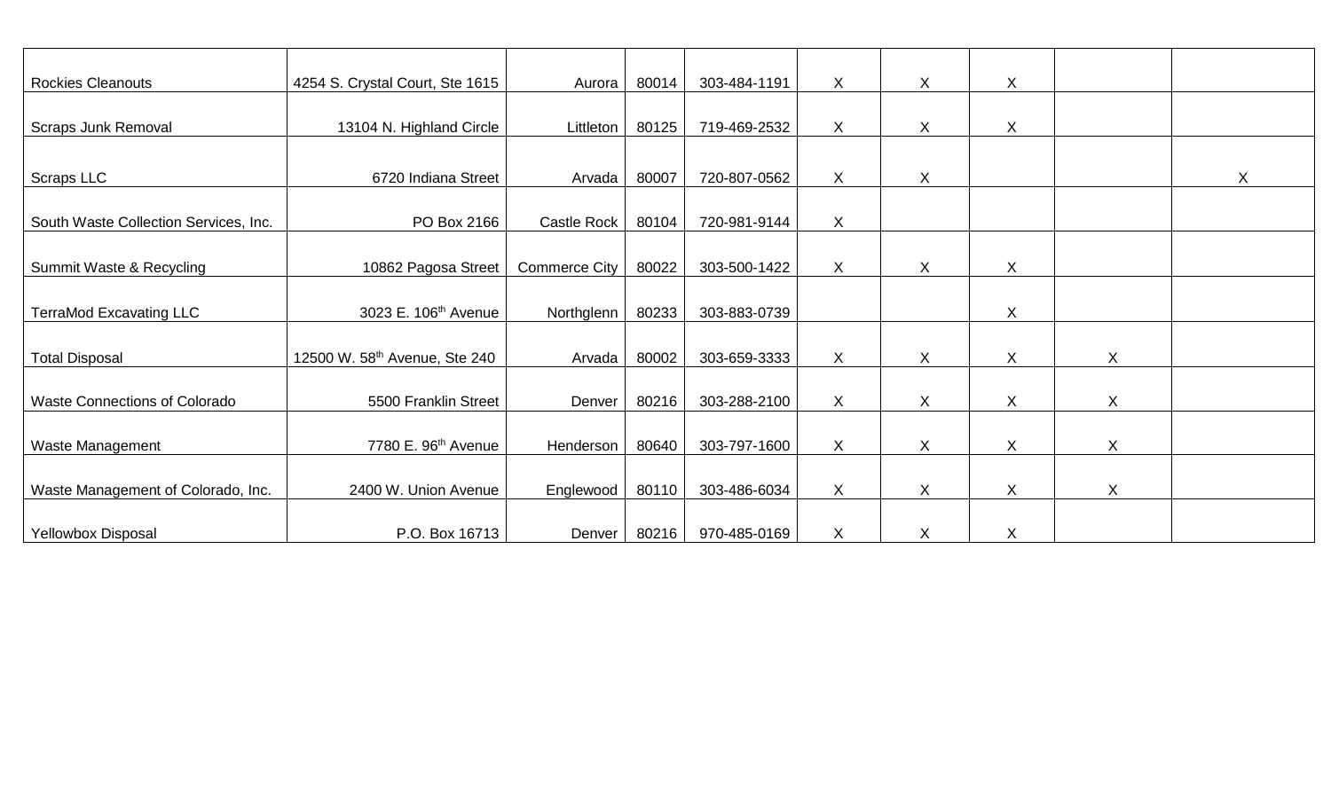| | | | | | | | | | |
|---|---|---|---|---|---|---|---|---|---|
| Rockies Cleanouts | 4254 S. Crystal Court, Ste 1615 | Aurora | 80014 | 303-484-1191 | X | X | X | | |
| Scraps Junk Removal | 13104 N. Highland Circle | Littleton | 80125 | 719-469-2532 | X | X | X | | |
| Scraps LLC | 6720 Indiana Street | Arvada | 80007 | 720-807-0562 | X | X | | | X |
| South Waste Collection Services, Inc. | PO Box 2166 | Castle Rock | 80104 | 720-981-9144 | X | | | | |
| Summit Waste & Recycling | 10862 Pagosa Street | Commerce City | 80022 | 303-500-1422 | X | X | X | | |
| TerraMod Excavating LLC | 3023 E. 106th Avenue | Northglenn | 80233 | 303-883-0739 | | | X | | |
| Total Disposal | 12500 W. 58th Avenue, Ste 240 | Arvada | 80002 | 303-659-3333 | X | X | X | X | |
| Waste Connections of Colorado | 5500 Franklin Street | Denver | 80216 | 303-288-2100 | X | X | X | X | |
| Waste Management | 7780 E. 96th Avenue | Henderson | 80640 | 303-797-1600 | X | X | X | X | |
| Waste Management of Colorado, Inc. | 2400 W. Union Avenue | Englewood | 80110 | 303-486-6034 | X | X | X | X | |
| Yellowbox Disposal | P.O. Box 16713 | Denver | 80216 | 970-485-0169 | X | X | X | | |